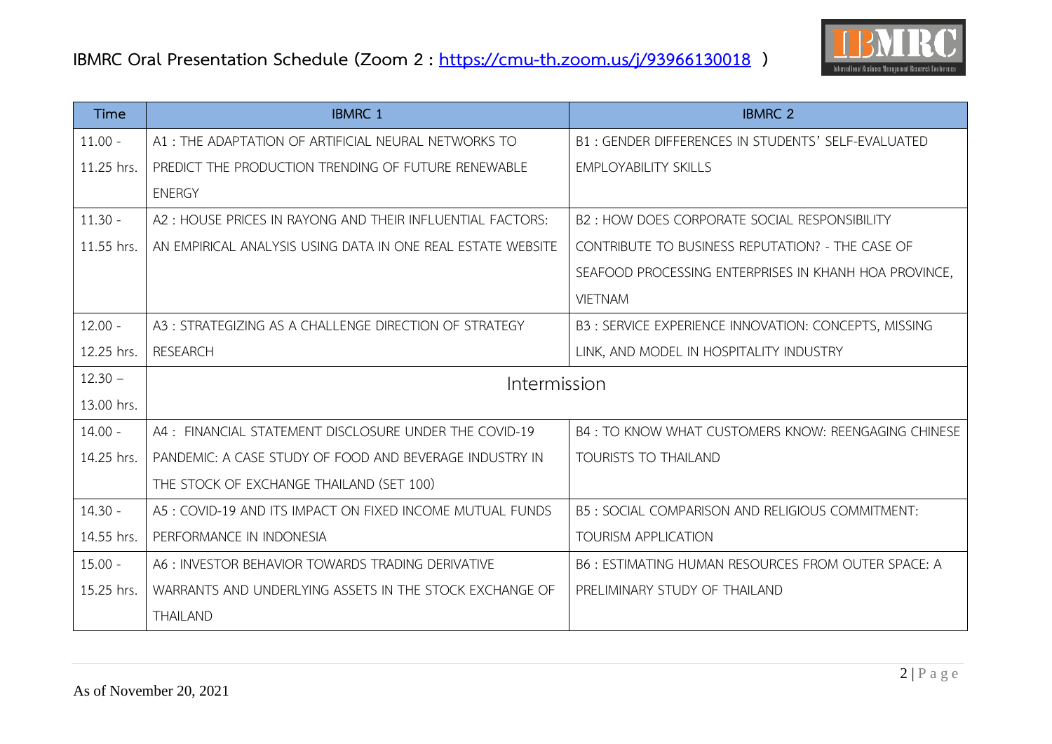# IBMRC Oral Presentation Schedule (Zoom 2 : [https://cmu-th.zoom.us/j/93966130018](https://cmu-th.zoom.us/j/93966130018) )

| Time | IBMRC 1 | IBMRC 2 |
|---|---|---|
| 11.00 - 11.25 hrs. | A1 : THE ADAPTATION OF ARTIFICIAL NEURAL NETWORKS TO PREDICT THE PRODUCTION TRENDING OF FUTURE RENEWABLE ENERGY | B1 : GENDER DIFFERENCES IN STUDENTS' SELF-EVALUATED EMPLOYABILITY SKILLS |
| 11.30 - 11.55 hrs. | A2 : HOUSE PRICES IN RAYONG AND THEIR INFLUENTIAL FACTORS: AN EMPIRICAL ANALYSIS USING DATA IN ONE REAL ESTATE WEBSITE | B2 : HOW DOES CORPORATE SOCIAL RESPONSIBILITY CONTRIBUTE TO BUSINESS REPUTATION? - THE CASE OF SEAFOOD PROCESSING ENTERPRISES IN KHANH HOA PROVINCE, VIETNAM |
| 12.00 - 12.25 hrs. | A3 : STRATEGIZING AS A CHALLENGE DIRECTION OF STRATEGY RESEARCH | B3 : SERVICE EXPERIENCE INNOVATION: CONCEPTS, MISSING LINK, AND MODEL IN HOSPITALITY INDUSTRY |
| 12.30 – 13.00 hrs. | Intermission | |
| 14.00 - 14.25 hrs. | A4 : FINANCIAL STATEMENT DISCLOSURE UNDER THE COVID-19 PANDEMIC: A CASE STUDY OF FOOD AND BEVERAGE INDUSTRY IN THE STOCK OF EXCHANGE THAILAND (SET 100) | B4 : TO KNOW WHAT CUSTOMERS KNOW: REENGAGING CHINESE TOURISTS TO THAILAND |
| 14.30 - 14.55 hrs. | A5 : COVID-19 AND ITS IMPACT ON FIXED INCOME MUTUAL FUNDS PERFORMANCE IN INDONESIA | B5 : SOCIAL COMPARISON AND RELIGIOUS COMMITMENT: TOURISM APPLICATION |
| 15.00 - 15.25 hrs. | A6 : INVESTOR BEHAVIOR TOWARDS TRADING DERIVATIVE WARRANTS AND UNDERLYING ASSETS IN THE STOCK EXCHANGE OF THAILAND | B6 : ESTIMATING HUMAN RESOURCES FROM OUTER SPACE: A PRELIMINARY STUDY OF THAILAND |

As of November 20, 2021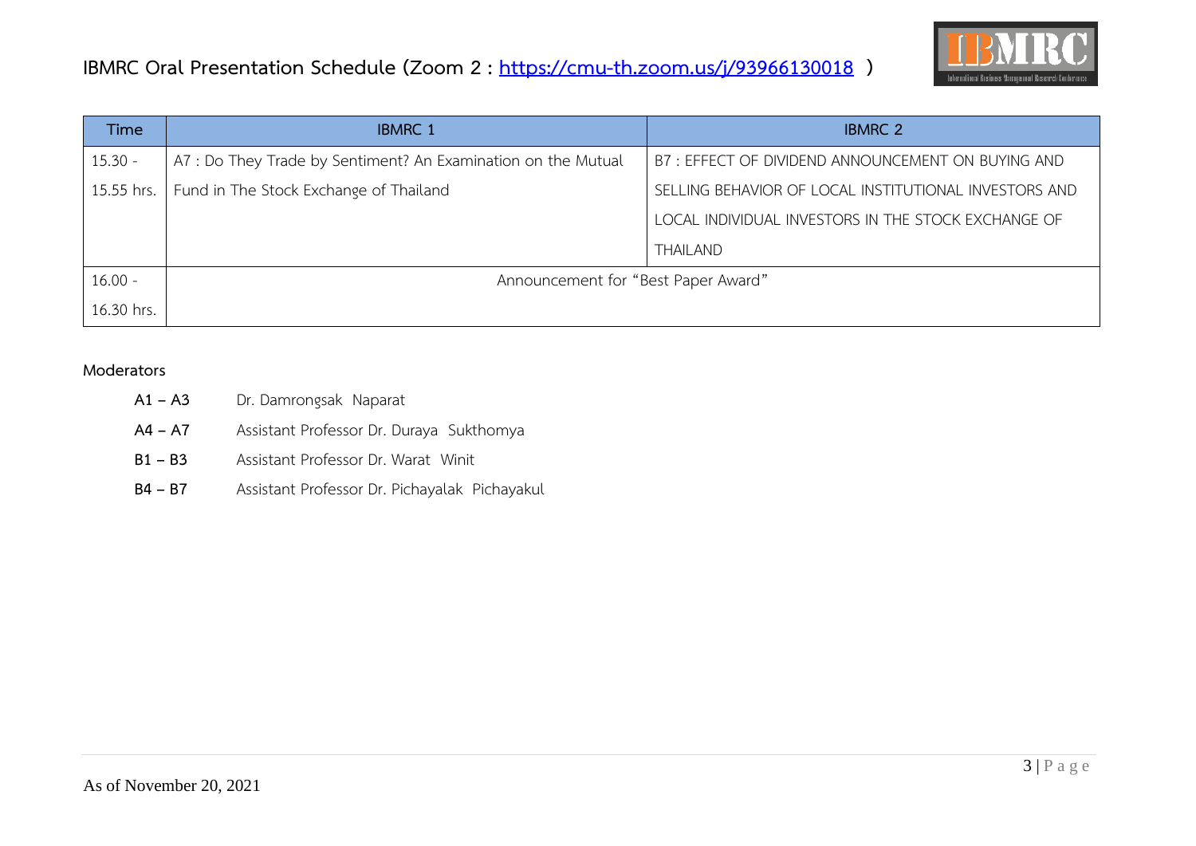## IBMRC Oral Presentation Schedule (Zoom 2 : https://cmu-th.zoom.us/j/93966130018 )

| Time | IBMRC 1 | IBMRC 2 |
|---|---|---|
| 15.30 - 15.55 hrs. | A7 : Do They Trade by Sentiment? An Examination on the Mutual Fund in The Stock Exchange of Thailand | B7 : EFFECT OF DIVIDEND ANNOUNCEMENT ON BUYING AND SELLING BEHAVIOR OF LOCAL INSTITUTIONAL INVESTORS AND LOCAL INDIVIDUAL INVESTORS IN THE STOCK EXCHANGE OF THAILAND |
| 16.00 - 16.30 hrs. | Announcement for "Best Paper Award" | |

Moderators

- **A1 – A3** Dr. Damrongsak Naparat
- **A4 – A7** Assistant Professor Dr. Duraya Sukthomya
- **B1 – B3** Assistant Professor Dr. Warat Winit
- **B4 – B7** Assistant Professor Dr. Pichayalak Pichayakul

As of November 20, 2021